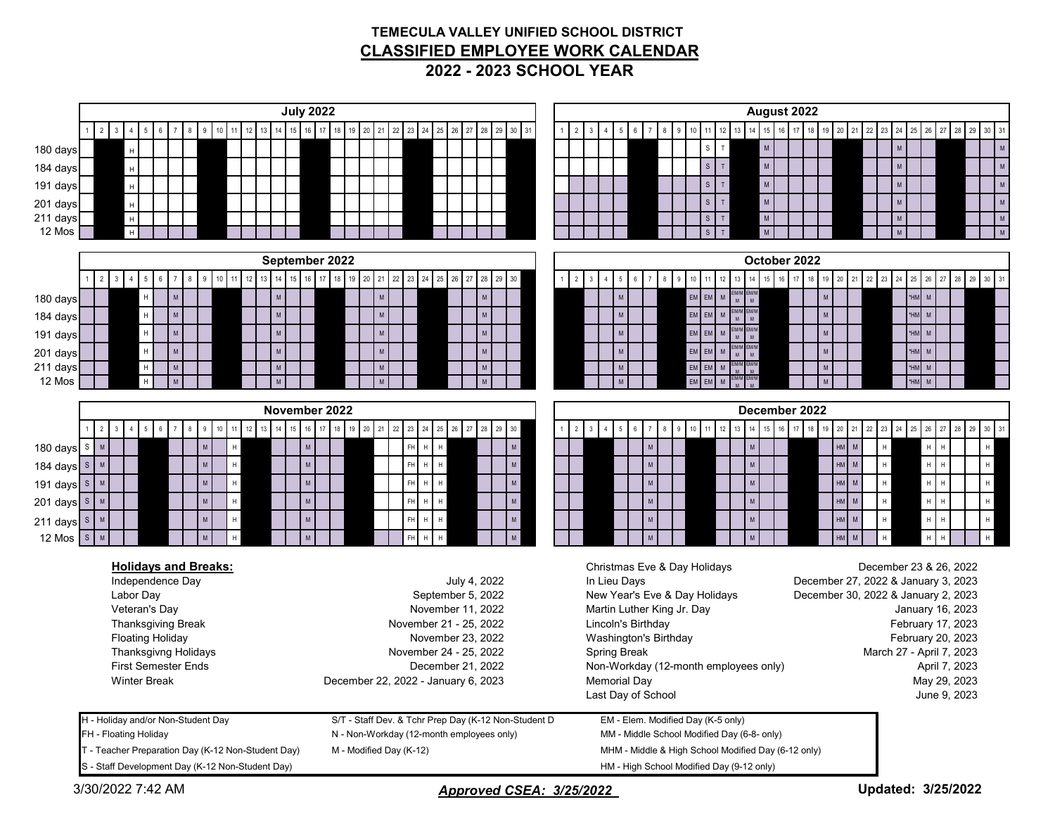# TEMECULA VALLEY UNIFIED SCHOOL DISTRICT

## CLASSIFIED EMPLOYEE WORK CALENDAR

## 2022 - 2023 SCHOOL YEAR

### July 2022

| | 1 | 2 | 3 | 4 | 5 | 6 | 7 | 8 | 9 | 10 | 11 | 12 | 13 | 14 | 15 | 16 | 17 | 18 | 19 | 20 | 21 | 22 | 23 | 24 | 25 | 26 | 27 | 28 | 29 | 30 | 31 |
|---|---|---|---|---|---|---|---|---|---|---|---|---|---|---|---|---|---|---|---|---|---|---|---|---|---|---|---|---|---|---|---|
| 180 days | | | | H | | | | | | | | | | | | | | | | | | | | | | | | | | | |
| 184 days | | | | H | | | | | | | | | | | | | | | | | | | | | | | | | | | |
| 191 days | | | | H | | | | | | | | | | | | | | | | | | | | | | | | | | | |
| 201 days | | | | H | | | | | | | | | | | | | | | | | | | | | | | | | | | |
| 211 days | | | | H | | | | | | | | | | | | | | | | | | | | | | | | | | | |
| 12 Mos | | | | H | | | | | | | | | | | | | | | | | | | | | | | | | | | |

### August 2022

| | 1 | 2 | 3 | 4 | 5 | 6 | 7 | 8 | 9 | 10 | 11 | 12 | 13 | 14 | 15 | 16 | 17 | 18 | 19 | 20 | 21 | 22 | 23 | 24 | 25 | 26 | 27 | 28 | 29 | 30 | 31 |
|---|---|---|---|---|---|---|---|---|---|---|---|---|---|---|---|---|---|---|---|---|---|---|---|---|---|---|---|---|---|---|---|
| 180 days | | | | | | | | | | | S | T | | | M | | | | | | | | | M | | | | | | | M |
| 184 days | | | | | | | | | | | S | T | | | M | | | | | | | | | M | | | | | | | M |
| 191 days | | | | | | | | | | | S | T | | | M | | | | | | | | | M | | | | | | | M |
| 201 days | | | | | | | | | | | S | T | | | M | | | | | | | | | M | | | | | | | M |
| 211 days | | | | | | | | | | | S | T | | | M | | | | | | | | | M | | | | | | | M |
| 12 Mos | | | | | | | | | | | S | T | | | M | | | | | | | | | M | | | | | | | M |

### September 2022

| | 1 | 2 | 3 | 4 | 5 | 6 | 7 | 8 | 9 | 10 | 11 | 12 | 13 | 14 | 15 | 16 | 17 | 18 | 19 | 20 | 21 | 22 | 23 | 24 | 25 | 26 | 27 | 28 | 29 | 30 |
|---|---|---|---|---|---|---|---|---|---|---|---|---|---|---|---|---|---|---|---|---|---|---|---|---|---|---|---|---|---|---|
| 180 days | | | | | H | | M | | | | | | | M | | | | | | | M | | | | | | | M | | |
| 184 days | | | | | H | | M | | | | | | | M | | | | | | | M | | | | | | | M | | |
| 191 days | | | | | H | | M | | | | | | | M | | | | | | | M | | | | | | | M | | |
| 201 days | | | | | H | | M | | | | | | | M | | | | | | | M | | | | | | | M | | |
| 211 days | | | | | H | | M | | | | | | | M | | | | | | | M | | | | | | | M | | |
| 12 Mos | | | | | H | | M | | | | | | | M | | | | | | | M | | | | | | | M | | |

### October 2022

| | 1 | 2 | 3 | 4 | 5 | 6 | 7 | 8 | 9 | 10 | 11 | 12 | 13 | 14 | 15 | 16 | 17 | 18 | 19 | 20 | 21 | 22 | 23 | 24 | 25 | 26 | 27 | 28 | 29 | 30 | 31 |
|---|---|---|---|---|---|---|---|---|---|---|---|---|---|---|---|---|---|---|---|---|---|---|---|---|---|---|---|---|---|---|---|
| 180 days | | | | | M | | | | | EM | EM | M | EM/M M | EM/M M | | | | | M | | | | | | *HM | M | | | | | |
| 184 days | | | | | M | | | | | EM | EM | M | EM/M M | EM/M M | | | | | M | | | | | | *HM | M | | | | | |
| 191 days | | | | | M | | | | | EM | EM | M | EM/M M | EM/M M | | | | | M | | | | | | *HM | M | | | | | |
| 201 days | | | | | M | | | | | EM | EM | M | EM/M M | EM/M M | | | | | M | | | | | | *HM | M | | | | | |
| 211 days | | | | | M | | | | | EM | EM | M | EM/M M | EM/M M | | | | | M | | | | | | *HM | M | | | | | |
| 12 Mos | | | | | M | | | | | EM | EM | M | EM/M M | EM/M M | | | | | M | | | | | | *HM | M | | | | | |

### November 2022

| | 1 | 2 | 3 | 4 | 5 | 6 | 7 | 8 | 9 | 10 | 11 | 12 | 13 | 14 | 15 | 16 | 17 | 18 | 19 | 20 | 21 | 22 | 23 | 24 | 25 | 26 | 27 | 28 | 29 | 30 |
|---|---|---|---|---|---|---|---|---|---|---|---|---|---|---|---|---|---|---|---|---|---|---|---|---|---|---|---|---|---|---|
| 180 days | S | M | | | | | | | M | | H | | | | | M | | | | | | | FH | H | H | | | | | M |
| 184 days | S | M | | | | | | | M | | H | | | | | M | | | | | | | FH | H | H | | | | | M |
| 191 days | S | M | | | | | | | M | | H | | | | | M | | | | | | | FH | H | H | | | | | M |
| 201 days | S | M | | | | | | | M | | H | | | | | M | | | | | | | FH | H | H | | | | | M |
| 211 days | S | M | | | | | | | M | | H | | | | | M | | | | | | | FH | H | H | | | | | M |
| 12 Mos | S | M | | | | | | | M | | H | | | | | M | | | | | | | FH | H | H | | | | | M |

### December 2022

| | 1 | 2 | 3 | 4 | 5 | 6 | 7 | 8 | 9 | 10 | 11 | 12 | 13 | 14 | 15 | 16 | 17 | 18 | 19 | 20 | 21 | 22 | 23 | 24 | 25 | 26 | 27 | 28 | 29 | 30 | 31 |
|---|---|---|---|---|---|---|---|---|---|---|---|---|---|---|---|---|---|---|---|---|---|---|---|---|---|---|---|---|---|---|---|
| 180 days | | | | | | | M | | | | | | | M | | | | | | HM | M | | H | | | H | H | | | H | |
| 184 days | | | | | | | M | | | | | | | M | | | | | | HM | M | | H | | | H | H | | | H | |
| 191 days | | | | | | | M | | | | | | | M | | | | | | HM | M | | H | | | H | H | | | H | |
| 201 days | | | | | | | M | | | | | | | M | | | | | | HM | M | | H | | | H | H | | | H | |
| 211 days | | | | | | | M | | | | | | | M | | | | | | HM | M | | H | | | H | H | | | H | |
| 12 Mos | | | | | | | M | | | | | | | M | | | | | | HM | M | | H | | | H | H | | | H | |

**Holidays and Breaks:**

| Holiday / Break | Date |
|---|---|
| Independence Day | July 4, 2022 |
| Labor Day | September 5, 2022 |
| Veteran's Day | November 11, 2022 |
| Thanksgiving Break | November 21 - 25, 2022 |
| Floating Holiday | November 23, 2022 |
| Thanksgivng Holidays | November 24 - 25, 2022 |
| First Semester Ends | December 21, 2022 |
| Winter Break | December 22, 2022 - January 6, 2023 |
| Christmas Eve & Day Holidays | December 23 & 26, 2022 |
| In Lieu Days | December 27, 2022 & January 3, 2023 |
| New Year's Eve & Day Holidays | December 30, 2022 & January 2, 2023 |
| Martin Luther King Jr. Day | January 16, 2023 |
| Lincoln's Birthday | February 17, 2023 |
| Washington's Birthday | February 20, 2023 |
| Spring Break | March 27 - April 7, 2023 |
| Non-Workday (12-month employees only) | April 7, 2023 |
| Memorial Day | May 29, 2023 |
| Last Day of School | June 9, 2023 |

| | | |
|---|---|---|
| H - Holiday and/or Non-Student Day | S/T - Staff Dev. & Tchr Prep Day (K-12 Non-Student D | EM - Elem. Modified Day (K-5 only) |
| FH - Floating Holiday | N - Non-Workday (12-month employees only) | MM - Middle School Modified Day (6-8- only) |
| T - Teacher Preparation Day (K-12 Non-Student Day) | M - Modified Day (K-12) | MHM - Middle & High School Modified Day (6-12 only) |
| S - Staff Development Day (K-12 Non-Student Day) | | HM - High School Modified Day (9-12 only) |

3/30/2022 7:42 AM

***Approved CSEA: 3/25/2022***

**Updated: 3/25/2022**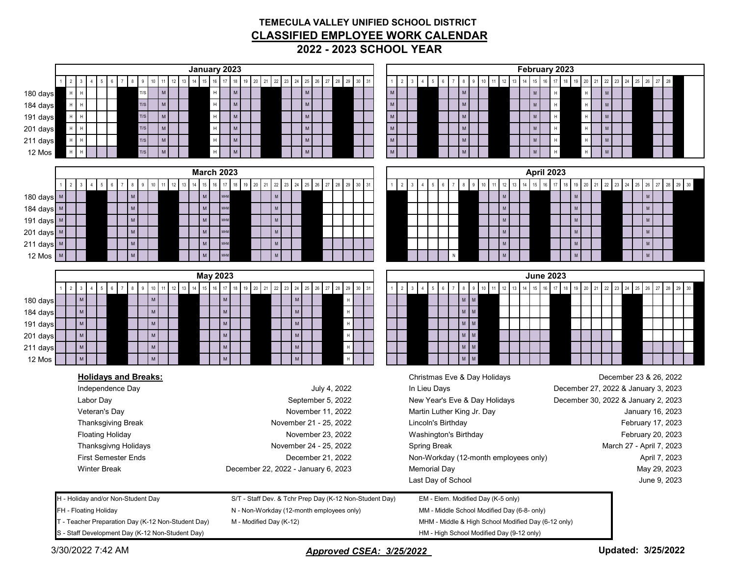# TEMECULA VALLEY UNIFIED SCHOOL DISTRICT

## CLASSIFIED EMPLOYEE WORK CALENDAR

## 2022 - 2023 SCHOOL YEAR

**January 2023**

| | 1 | 2 | 3 | 4 | 5 | 6 | 7 | 8 | 9 | 10 | 11 | 12 | 13 | 14 | 15 | 16 | 17 | 18 | 19 | 20 | 21 | 22 | 23 | 24 | 25 | 26 | 27 | 28 | 29 | 30 | 31 |
|---|---|---|---|---|---|---|---|---|---|---|---|---|---|---|---|---|---|---|---|---|---|---|---|---|---|---|---|---|---|---|---|
| 180 days | | H | H | | | | | | T/S | | M | | | | | H | | M | | | | | | | M | | | | | | |
| 184 days | | H | H | | | | | | T/S | | M | | | | | H | | M | | | | | | | M | | | | | | |
| 191 days | | H | H | | | | | | T/S | | M | | | | | H | | M | | | | | | | M | | | | | | |
| 201 days | | H | H | | | | | | T/S | | M | | | | | H | | M | | | | | | | M | | | | | | |
| 211 days | | H | H | | | | | | T/S | | M | | | | | H | | M | | | | | | | M | | | | | | |
| 12 Mos | | H | H | | | | | | T/S | | M | | | | | H | | M | | | | | | | M | | | | | | |

**February 2023**

| | 1 | 2 | 3 | 4 | 5 | 6 | 7 | 8 | 9 | 10 | 11 | 12 | 13 | 14 | 15 | 16 | 17 | 18 | 19 | 20 | 21 | 22 | 23 | 24 | 25 | 26 | 27 | 28 |
|---|---|---|---|---|---|---|---|---|---|---|---|---|---|---|---|---|---|---|---|---|---|---|---|---|---|---|---|---|
| 180 days | M | | | | | | | M | | | | | | | M | | H | | | H | | M | | | | | | |
| 184 days | M | | | | | | | M | | | | | | | M | | H | | | H | | M | | | | | | |
| 191 days | M | | | | | | | M | | | | | | | M | | H | | | H | | M | | | | | | |
| 201 days | M | | | | | | | M | | | | | | | M | | H | | | H | | M | | | | | | |
| 211 days | M | | | | | | | M | | | | | | | M | | H | | | H | | M | | | | | | |
| 12 Mos | M | | | | | | | M | | | | | | | M | | H | | | H | | M | | | | | | |

**March 2023**

| | 1 | 2 | 3 | 4 | 5 | 6 | 7 | 8 | 9 | 10 | 11 | 12 | 13 | 14 | 15 | 16 | 17 | 18 | 19 | 20 | 21 | 22 | 23 | 24 | 25 | 26 | 27 | 28 | 29 | 30 | 31 |
|---|---|---|---|---|---|---|---|---|---|---|---|---|---|---|---|---|---|---|---|---|---|---|---|---|---|---|---|---|---|---|---|
| 180 days | M | | | | | | | M | | | | | | | M | | MHM | | | | | M | | | | | | | | | |
| 184 days | M | | | | | | | M | | | | | | | M | | MHM | | | | | M | | | | | | | | | |
| 191 days | M | | | | | | | M | | | | | | | M | | MHM | | | | | M | | | | | | | | | |
| 201 days | M | | | | | | | M | | | | | | | M | | MHM | | | | | M | | | | | | | | | |
| 211 days | M | | | | | | | M | | | | | | | M | | MHM | | | | | M | | | | | | | | | |
| 12 Mos | M | | | | | | | M | | | | | | | M | | MHM | | | | | M | | | | | | | | | |

**April 2023**

| | 1 | 2 | 3 | 4 | 5 | 6 | 7 | 8 | 9 | 10 | 11 | 12 | 13 | 14 | 15 | 16 | 17 | 18 | 19 | 20 | 21 | 22 | 23 | 24 | 25 | 26 | 27 | 28 | 29 | 30 |
|---|---|---|---|---|---|---|---|---|---|---|---|---|---|---|---|---|---|---|---|---|---|---|---|---|---|---|---|---|---|---|
| 180 days | | | | | | | | | | | | M | | | | | | | M | | | | | | | M | | | | |
| 184 days | | | | | | | | | | | | M | | | | | | | M | | | | | | | M | | | | |
| 191 days | | | | | | | | | | | | M | | | | | | | M | | | | | | | M | | | | |
| 201 days | | | | | | | | | | | | M | | | | | | | M | | | | | | | M | | | | |
| 211 days | | | | | | | | | | | | M | | | | | | | M | | | | | | | M | | | | |
| 12 Mos | | | | | | | N | | | | | M | | | | | | | M | | | | | | | M | | | | |

**May 2023**

| | 1 | 2 | 3 | 4 | 5 | 6 | 7 | 8 | 9 | 10 | 11 | 12 | 13 | 14 | 15 | 16 | 17 | 18 | 19 | 20 | 21 | 22 | 23 | 24 | 25 | 26 | 27 | 28 | 29 | 30 | 31 |
|---|---|---|---|---|---|---|---|---|---|---|---|---|---|---|---|---|---|---|---|---|---|---|---|---|---|---|---|---|---|---|---|
| 180 days | | | M | | | | | | | M | | | | | | | M | | | | | | | M | | | | | H | | |
| 184 days | | | M | | | | | | | M | | | | | | | M | | | | | | | M | | | | | H | | |
| 191 days | | | M | | | | | | | M | | | | | | | M | | | | | | | M | | | | | H | | |
| 201 days | | | M | | | | | | | M | | | | | | | M | | | | | | | M | | | | | H | | |
| 211 days | | | M | | | | | | | M | | | | | | | M | | | | | | | M | | | | | H | | |
| 12 Mos | | | M | | | | | | | M | | | | | | | M | | | | | | | M | | | | | H | | |

**June 2023**

| | 1 | 2 | 3 | 4 | 5 | 6 | 7 | 8 | 9 | 10 | 11 | 12 | 13 | 14 | 15 | 16 | 17 | 18 | 19 | 20 | 21 | 22 | 23 | 24 | 25 | 26 | 27 | 28 | 29 | 30 |
|---|---|---|---|---|---|---|---|---|---|---|---|---|---|---|---|---|---|---|---|---|---|---|---|---|---|---|---|---|---|---|
| 180 days | | | | | | | | M | M | | | | | | | | | | | | | | | | | | | | | |
| 184 days | | | | | | | | M | M | | | | | | | | | | | | | | | | | | | | | |
| 191 days | | | | | | | | M | M | | | | | | | | | | | | | | | | | | | | | |
| 201 days | | | | | | | | M | M | | | | | | | | | | | | | | | | | | | | | |
| 211 days | | | | | | | | M | M | | | | | | | | | | | | | | | | | | | | | |
| 12 Mos | | | | | | | | M | M | | | | | | | | | | | | | | | | | | | | | |

**Holidays and Breaks:**

| | |
|---|---|
| Independence Day | July 4, 2022 |
| Labor Day | September 5, 2022 |
| Veteran's Day | November 11, 2022 |
| Thanksgiving Break | November 21 - 25, 2022 |
| Floating Holiday | November 23, 2022 |
| Thanksgivng Holidays | November 24 - 25, 2022 |
| First Semester Ends | December 21, 2022 |
| Winter Break | December 22, 2022 - January 6, 2023 |
| Christmas Eve & Day Holidays | December 23 & 26, 2022 |
| In Lieu Days | December 27, 2022 & January 3, 2023 |
| New Year's Eve & Day Holidays | December 30, 2022 & January 2, 2023 |
| Martin Luther King Jr. Day | January 16, 2023 |
| Lincoln's Birthday | February 17, 2023 |
| Washington's Birthday | February 20, 2023 |
| Spring Break | March 27 - April 7, 2023 |
| Non-Workday (12-month employees only) | April 7, 2023 |
| Memorial Day | May 29, 2023 |
| Last Day of School | June 9, 2023 |

| | | |
|---|---|---|
| H - Holiday and/or Non-Student Day | S/T - Staff Dev. & Tchr Prep Day (K-12 Non-Student Day) | EM - Elem. Modified Day (K-5 only) |
| FH - Floating Holiday | N - Non-Workday (12-month employees only) | MM - Middle School Modified Day (6-8- only) |
| T - Teacher Preparation Day (K-12 Non-Student Day) | M - Modified Day (K-12) | MHM - Middle & High School Modified Day (6-12 only) |
| S - Staff Development Day (K-12 Non-Student Day) | | HM - High School Modified Day (9-12 only) |

3/30/2022 7:42 AM

***Approved CSEA: 3/25/2022***

**Updated: 3/25/2022**